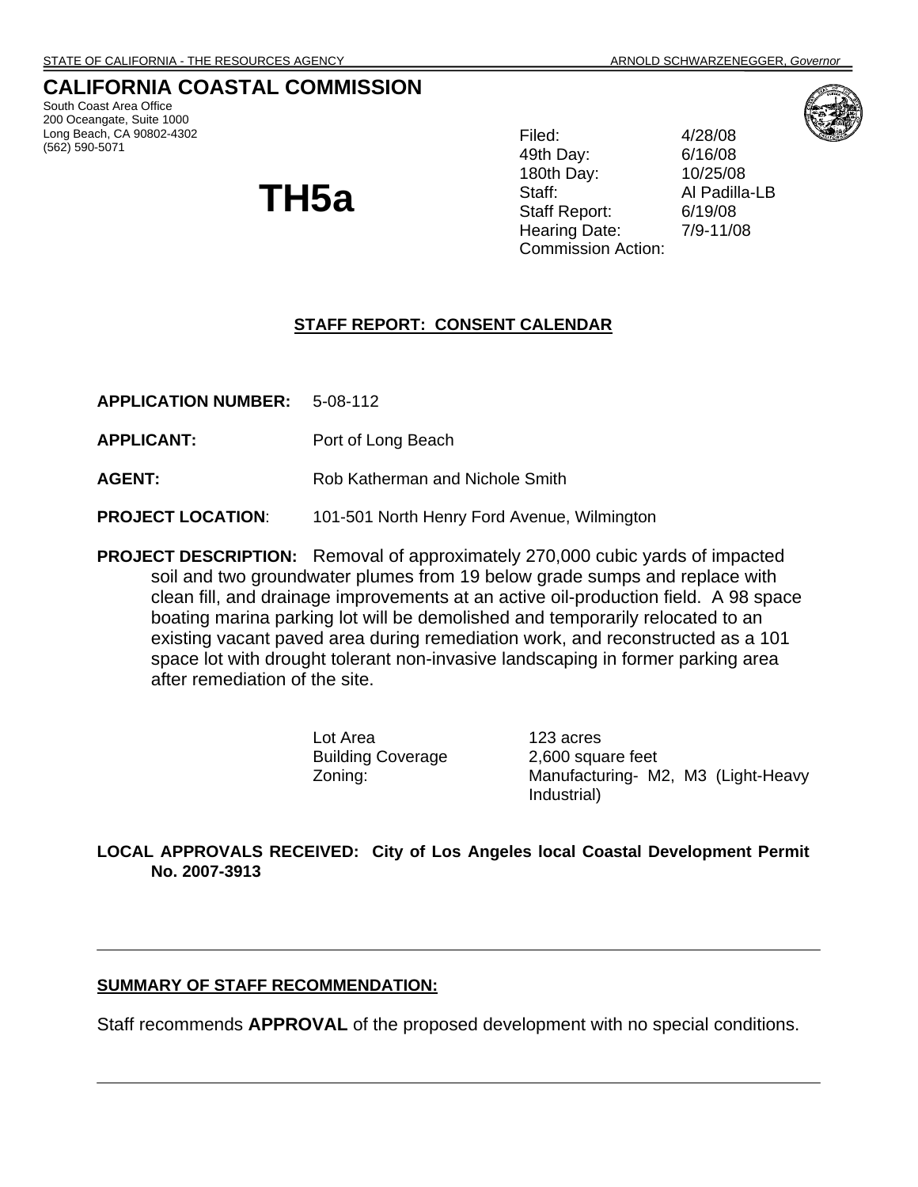STATE OF CALIFORNIA - THE RESOURCES AGENCY ARNOLD SCHWARZENEGGER, *Governor*

# CALIFORNIA COASTAL COMMISSION

South Coast Area Office
200 Oceangate, Suite 1000
Long Beach, CA 90802-4302
(562) 590-5071

# TH5a

| | |
|---|---|
| Filed: | 4/28/08 |
| 49th Day: | 6/16/08 |
| 180th Day: | 10/25/08 |
| Staff: | Al Padilla-LB |
| Staff Report: | 6/19/08 |
| Hearing Date: | 7/9-11/08 |
| Commission Action: | |

## STAFF REPORT: CONSENT CALENDAR

**APPLICATION NUMBER:** 5-08-112

**APPLICANT:** Port of Long Beach

**AGENT:** Rob Katherman and Nichole Smith

**PROJECT LOCATION**: 101-501 North Henry Ford Avenue, Wilmington

**PROJECT DESCRIPTION:** Removal of approximately 270,000 cubic yards of impacted soil and two groundwater plumes from 19 below grade sumps and replace with clean fill, and drainage improvements at an active oil-production field. A 98 space boating marina parking lot will be demolished and temporarily relocated to an existing vacant paved area during remediation work, and reconstructed as a 101 space lot with drought tolerant non-invasive landscaping in former parking area after remediation of the site.

| | |
|---|---|
| Lot Area | 123 acres |
| Building Coverage | 2,600 square feet |
| Zoning: | Manufacturing- M2, M3 (Light-Heavy Industrial) |

**LOCAL APPROVALS RECEIVED: City of Los Angeles local Coastal Development Permit No. 2007-3913**

---

**SUMMARY OF STAFF RECOMMENDATION:**

Staff recommends **APPROVAL** of the proposed development with no special conditions.

---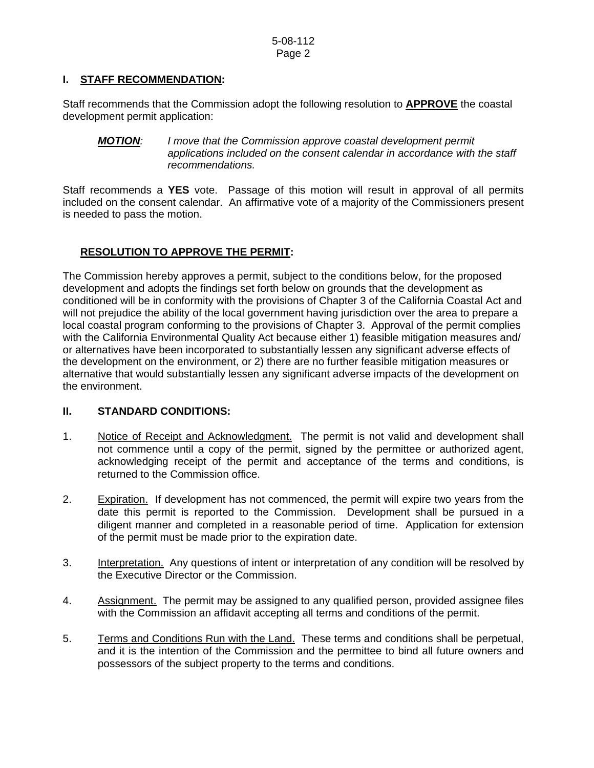## I. STAFF RECOMMENDATION:

Staff recommends that the Commission adopt the following resolution to **APPROVE** the coastal development permit application:

> ***MOTION**:* *I move that the Commission approve coastal development permit applications included on the consent calendar in accordance with the staff recommendations.*

Staff recommends a **YES** vote. Passage of this motion will result in approval of all permits included on the consent calendar. An affirmative vote of a majority of the Commissioners present is needed to pass the motion.

### RESOLUTION TO APPROVE THE PERMIT:

The Commission hereby approves a permit, subject to the conditions below, for the proposed development and adopts the findings set forth below on grounds that the development as conditioned will be in conformity with the provisions of Chapter 3 of the California Coastal Act and will not prejudice the ability of the local government having jurisdiction over the area to prepare a local coastal program conforming to the provisions of Chapter 3. Approval of the permit complies with the California Environmental Quality Act because either 1) feasible mitigation measures and/ or alternatives have been incorporated to substantially lessen any significant adverse effects of the development on the environment, or 2) there are no further feasible mitigation measures or alternative that would substantially lessen any significant adverse impacts of the development on the environment.

## II. STANDARD CONDITIONS:

1. Notice of Receipt and Acknowledgment. The permit is not valid and development shall not commence until a copy of the permit, signed by the permittee or authorized agent, acknowledging receipt of the permit and acceptance of the terms and conditions, is returned to the Commission office.

2. Expiration. If development has not commenced, the permit will expire two years from the date this permit is reported to the Commission. Development shall be pursued in a diligent manner and completed in a reasonable period of time. Application for extension of the permit must be made prior to the expiration date.

3. Interpretation. Any questions of intent or interpretation of any condition will be resolved by the Executive Director or the Commission.

4. Assignment. The permit may be assigned to any qualified person, provided assignee files with the Commission an affidavit accepting all terms and conditions of the permit.

5. Terms and Conditions Run with the Land. These terms and conditions shall be perpetual, and it is the intention of the Commission and the permittee to bind all future owners and possessors of the subject property to the terms and conditions.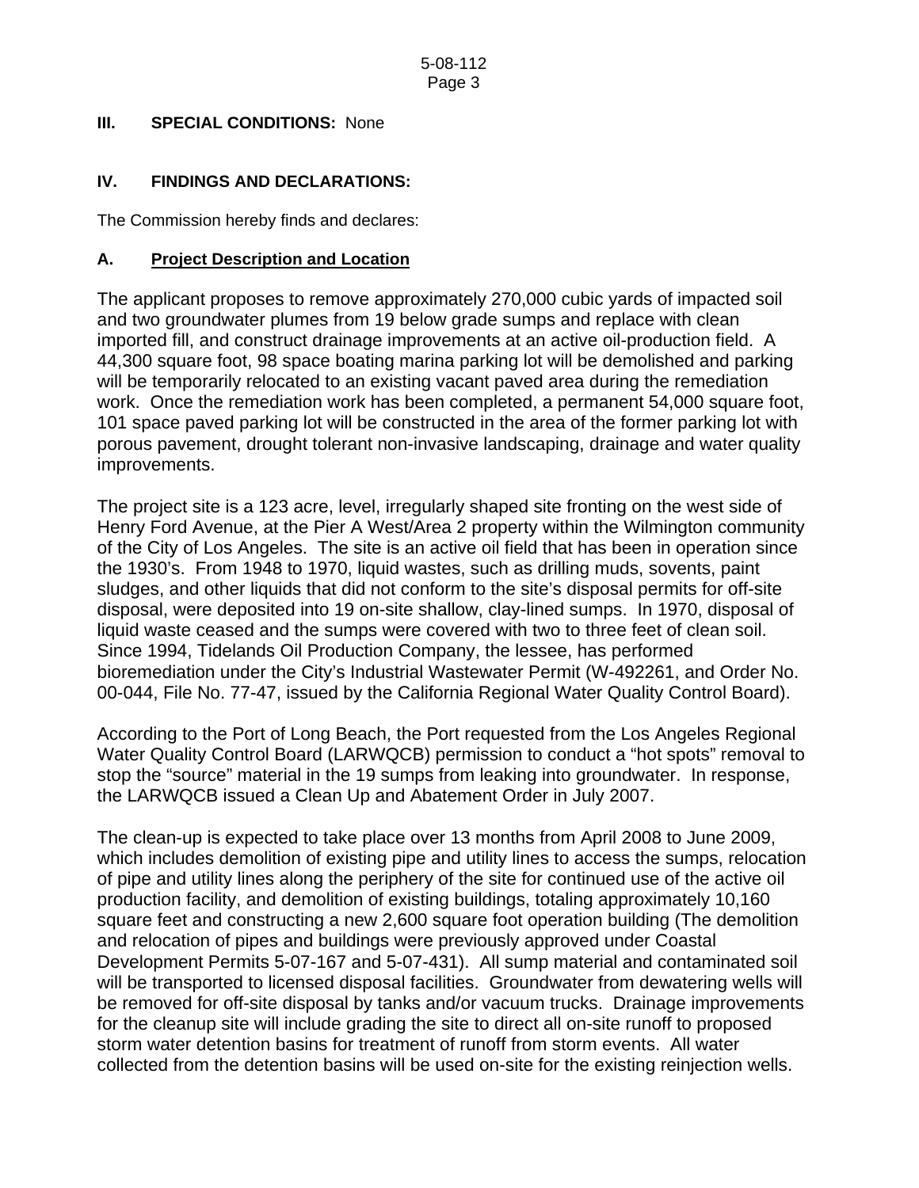### III. SPECIAL CONDITIONS: None

### IV. FINDINGS AND DECLARATIONS:

The Commission hereby finds and declares:

### A. **Project Description and Location**

The applicant proposes to remove approximately 270,000 cubic yards of impacted soil and two groundwater plumes from 19 below grade sumps and replace with clean imported fill, and construct drainage improvements at an active oil-production field. A 44,300 square foot, 98 space boating marina parking lot will be demolished and parking will be temporarily relocated to an existing vacant paved area during the remediation work. Once the remediation work has been completed, a permanent 54,000 square foot, 101 space paved parking lot will be constructed in the area of the former parking lot with porous pavement, drought tolerant non-invasive landscaping, drainage and water quality improvements.

The project site is a 123 acre, level, irregularly shaped site fronting on the west side of Henry Ford Avenue, at the Pier A West/Area 2 property within the Wilmington community of the City of Los Angeles. The site is an active oil field that has been in operation since the 1930's. From 1948 to 1970, liquid wastes, such as drilling muds, sovents, paint sludges, and other liquids that did not conform to the site's disposal permits for off-site disposal, were deposited into 19 on-site shallow, clay-lined sumps. In 1970, disposal of liquid waste ceased and the sumps were covered with two to three feet of clean soil. Since 1994, Tidelands Oil Production Company, the lessee, has performed bioremediation under the City's Industrial Wastewater Permit (W-492261, and Order No. 00-044, File No. 77-47, issued by the California Regional Water Quality Control Board).

According to the Port of Long Beach, the Port requested from the Los Angeles Regional Water Quality Control Board (LARWQCB) permission to conduct a "hot spots" removal to stop the "source" material in the 19 sumps from leaking into groundwater. In response, the LARWQCB issued a Clean Up and Abatement Order in July 2007.

The clean-up is expected to take place over 13 months from April 2008 to June 2009, which includes demolition of existing pipe and utility lines to access the sumps, relocation of pipe and utility lines along the periphery of the site for continued use of the active oil production facility, and demolition of existing buildings, totaling approximately 10,160 square feet and constructing a new 2,600 square foot operation building (The demolition and relocation of pipes and buildings were previously approved under Coastal Development Permits 5-07-167 and 5-07-431). All sump material and contaminated soil will be transported to licensed disposal facilities. Groundwater from dewatering wells will be removed for off-site disposal by tanks and/or vacuum trucks. Drainage improvements for the cleanup site will include grading the site to direct all on-site runoff to proposed storm water detention basins for treatment of runoff from storm events. All water collected from the detention basins will be used on-site for the existing reinjection wells.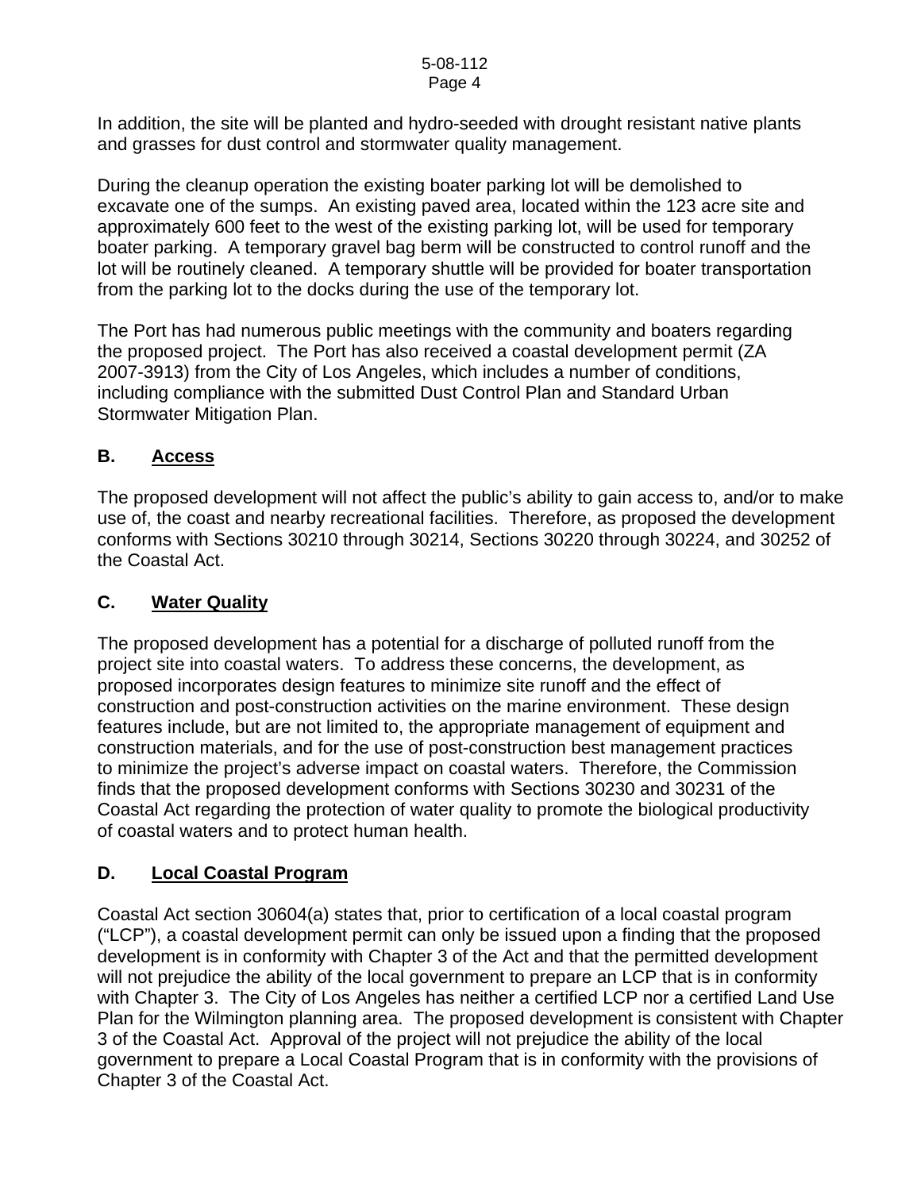In addition, the site will be planted and hydro-seeded with drought resistant native plants and grasses for dust control and stormwater quality management.

During the cleanup operation the existing boater parking lot will be demolished to excavate one of the sumps. An existing paved area, located within the 123 acre site and approximately 600 feet to the west of the existing parking lot, will be used for temporary boater parking. A temporary gravel bag berm will be constructed to control runoff and the lot will be routinely cleaned. A temporary shuttle will be provided for boater transportation from the parking lot to the docks during the use of the temporary lot.

The Port has had numerous public meetings with the community and boaters regarding the proposed project. The Port has also received a coastal development permit (ZA 2007-3913) from the City of Los Angeles, which includes a number of conditions, including compliance with the submitted Dust Control Plan and Standard Urban Stormwater Mitigation Plan.

## B. Access

The proposed development will not affect the public's ability to gain access to, and/or to make use of, the coast and nearby recreational facilities. Therefore, as proposed the development conforms with Sections 30210 through 30214, Sections 30220 through 30224, and 30252 of the Coastal Act.

## C. Water Quality

The proposed development has a potential for a discharge of polluted runoff from the project site into coastal waters. To address these concerns, the development, as proposed incorporates design features to minimize site runoff and the effect of construction and post-construction activities on the marine environment. These design features include, but are not limited to, the appropriate management of equipment and construction materials, and for the use of post-construction best management practices to minimize the project's adverse impact on coastal waters. Therefore, the Commission finds that the proposed development conforms with Sections 30230 and 30231 of the Coastal Act regarding the protection of water quality to promote the biological productivity of coastal waters and to protect human health.

## D. Local Coastal Program

Coastal Act section 30604(a) states that, prior to certification of a local coastal program ("LCP"), a coastal development permit can only be issued upon a finding that the proposed development is in conformity with Chapter 3 of the Act and that the permitted development will not prejudice the ability of the local government to prepare an LCP that is in conformity with Chapter 3. The City of Los Angeles has neither a certified LCP nor a certified Land Use Plan for the Wilmington planning area. The proposed development is consistent with Chapter 3 of the Coastal Act. Approval of the project will not prejudice the ability of the local government to prepare a Local Coastal Program that is in conformity with the provisions of Chapter 3 of the Coastal Act.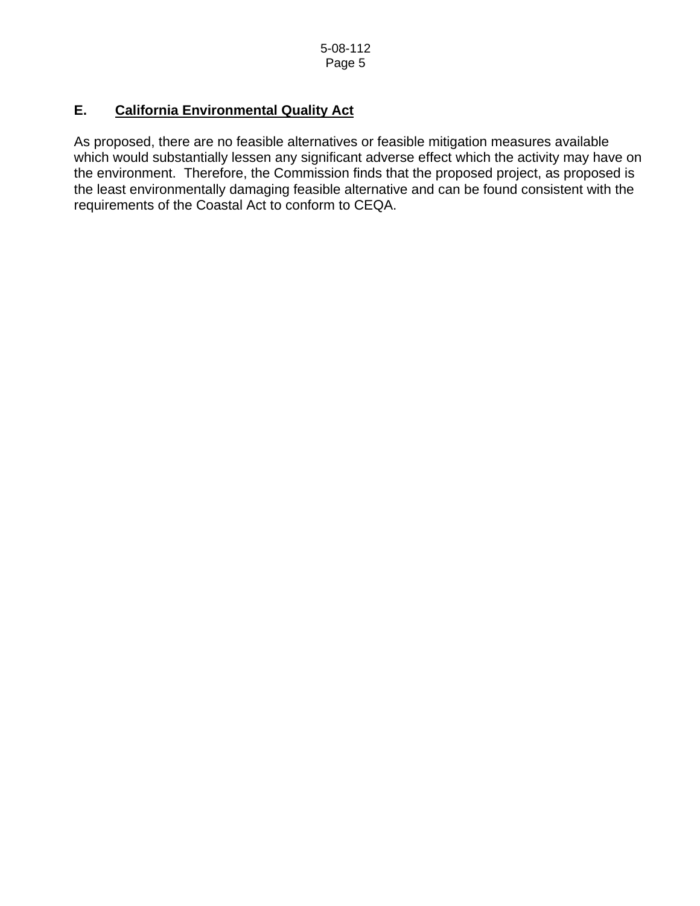### E. <u>California Environmental Quality Act</u>

As proposed, there are no feasible alternatives or feasible mitigation measures available which would substantially lessen any significant adverse effect which the activity may have on the environment. Therefore, the Commission finds that the proposed project, as proposed is the least environmentally damaging feasible alternative and can be found consistent with the requirements of the Coastal Act to conform to CEQA.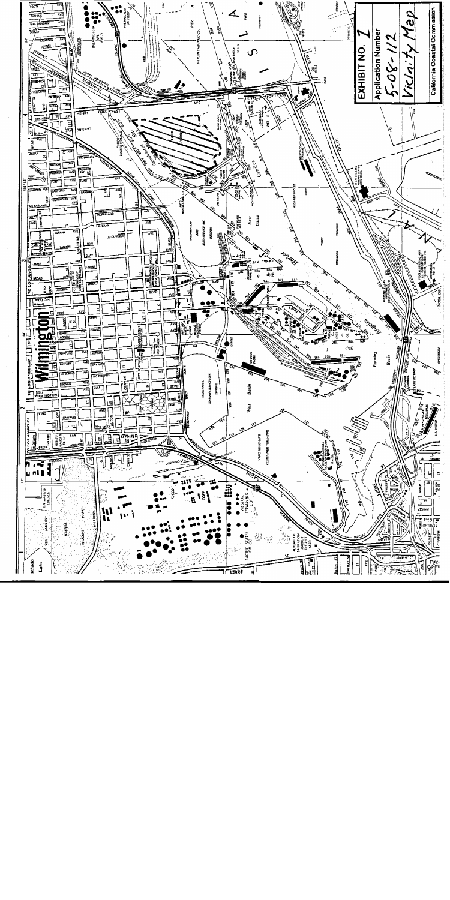**EXHIBIT NO. 1**

**Application Number**

5-08-112

Vicinity Map

**California Coastal Commission**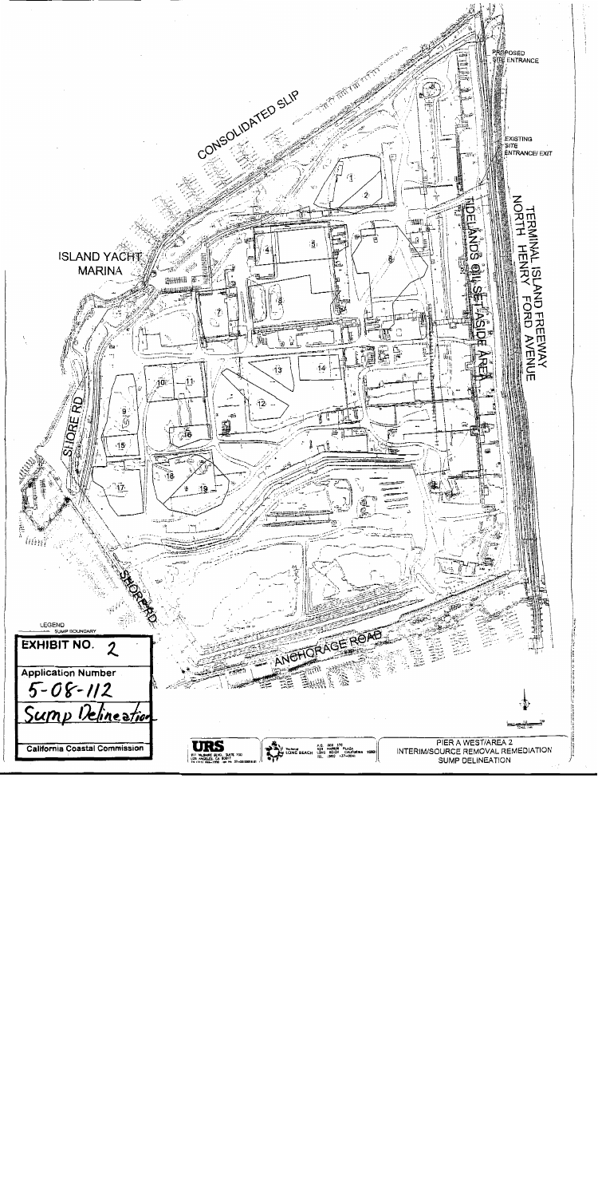CONSOLIDATED SLIP

ISLAND YACHT MARINA

SHORE RD

PROPOSED SITE ENTRANCE

EXISTING SITE ENTRANCE/ EXIT

TERMINAL ISLAND FREEWAY

NORTH HENRY FORD AVENUE

TIDELANDS OIL SET ASIDE AREA

ANCHORAGE ROAD

1 2 3 4 5 6 7 8 9 10 11 12 13 14 15 16 17 18 19

LEGEND

SUMP BOUNDARY

**EXHIBIT NO.** 2

**Application Number**

5-08-112

Sump Delineation

**California Coastal Commission**

URS

PIER A WEST/AREA 2
INTERIM/SOURCE REMOVAL REMEDIATION
SUMP DELINEATION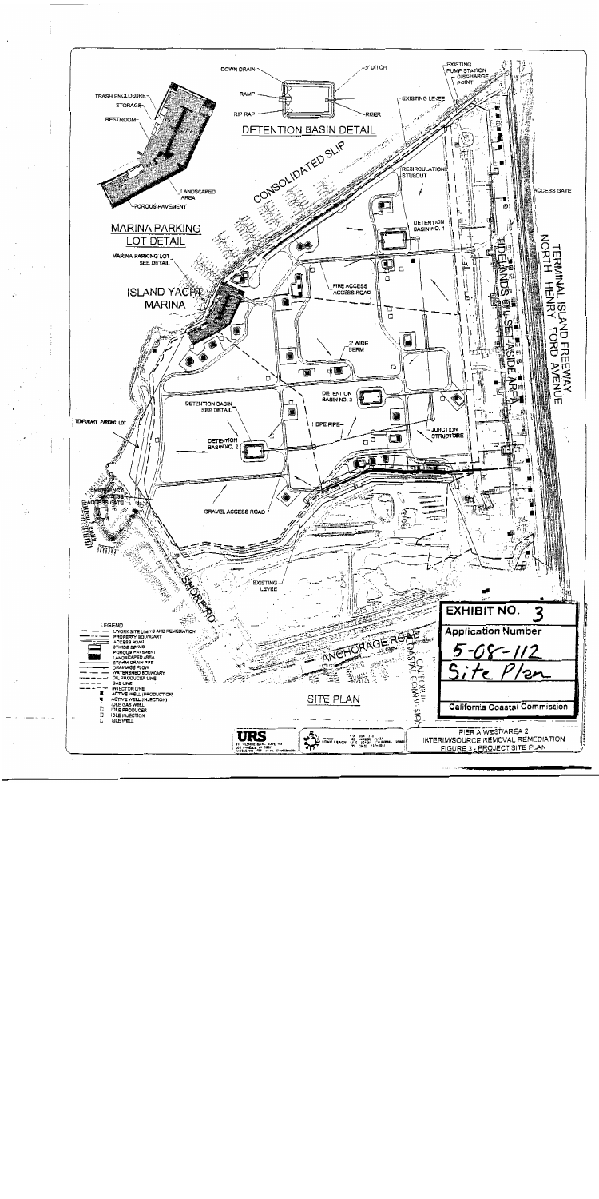DETENTION BASIN DETAIL

DOWN DRAIN
3' DITCH
RAMP
RIP RAP
RISER
EXISTING LEVEE
EXISTING PUMP STATION DISCHARGE POINT

TRASH ENCLOSURE
STORAGE
RESTROOM
LANDSCAPED AREA
POROUS PAVEMENT

MARINA PARKING LOT DETAIL

MARINA PARKING LOT SEE DETAIL

ISLAND YACHT MARINA

CONSOLIDATED SLIP

RECIRCULATION STUBOUT
DETENTION BASIN NO. 1
ACCESS GATE
FIRE ACCESS ACCESS ROAD
3' WIDE BERM
DETENTION BASIN NO. 3
DETENTION BASIN SEE DETAIL
HDPE PIPE
JUNCTION STRUCTURE
DETENTION BASIN NO. 2
TEMPORARY PARKING LOT
EMERGENCY ACCESS GATE
GRAVEL ACCESS ROAD
EXISTING LEVEE
WETLANDS OIL SET-ASIDE AREA

TERMINAL ISLAND FREEWAY
NORTH HENRY FORD AVENUE

SHORE RD
ANCHORAGE ROAD
CALIFORNIA COASTAL COMMISSION

LEGEND
WORK SITE LIMITS AND REMEDIATION
PROPERTY BOUNDARY
ACCESS ROAD
3' WIDE BERMS
POROUS PAVEMENT
LANDSCAPED AREA
STORM DRAIN PIPE
DRAINAGE FLOW
WATERSHED BOUNDARY
OIL PRODUCER LINE
GAS LINE
INJECTOR LINE
ACTIVE WELL (PRODUCTION)
ACTIVE WELL (INJECTION)
IDLE GAS WELL
IDLE PRODUCER
IDLE INJECTION
IDLE WELL

SITE PLAN

**EXHIBIT NO. 3**

Application Number

5-08-112

Site Plan

California Coastal Commission

URS

PORT OF LONG BEACH

PIER A WEST/AREA 2
INTERIM/SOURCE REMOVAL REMEDIATION
FIGURE 3 - PROJECT SITE PLAN